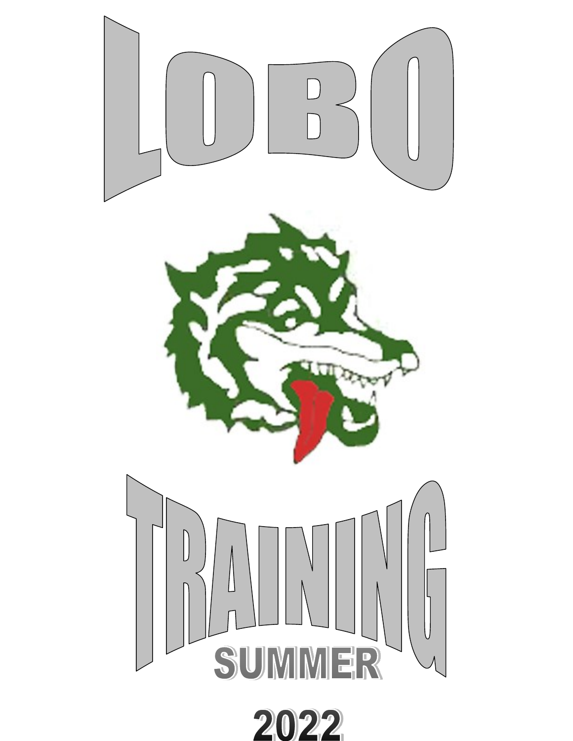# LOBO

# TRAINING

## SUMMER

## 2022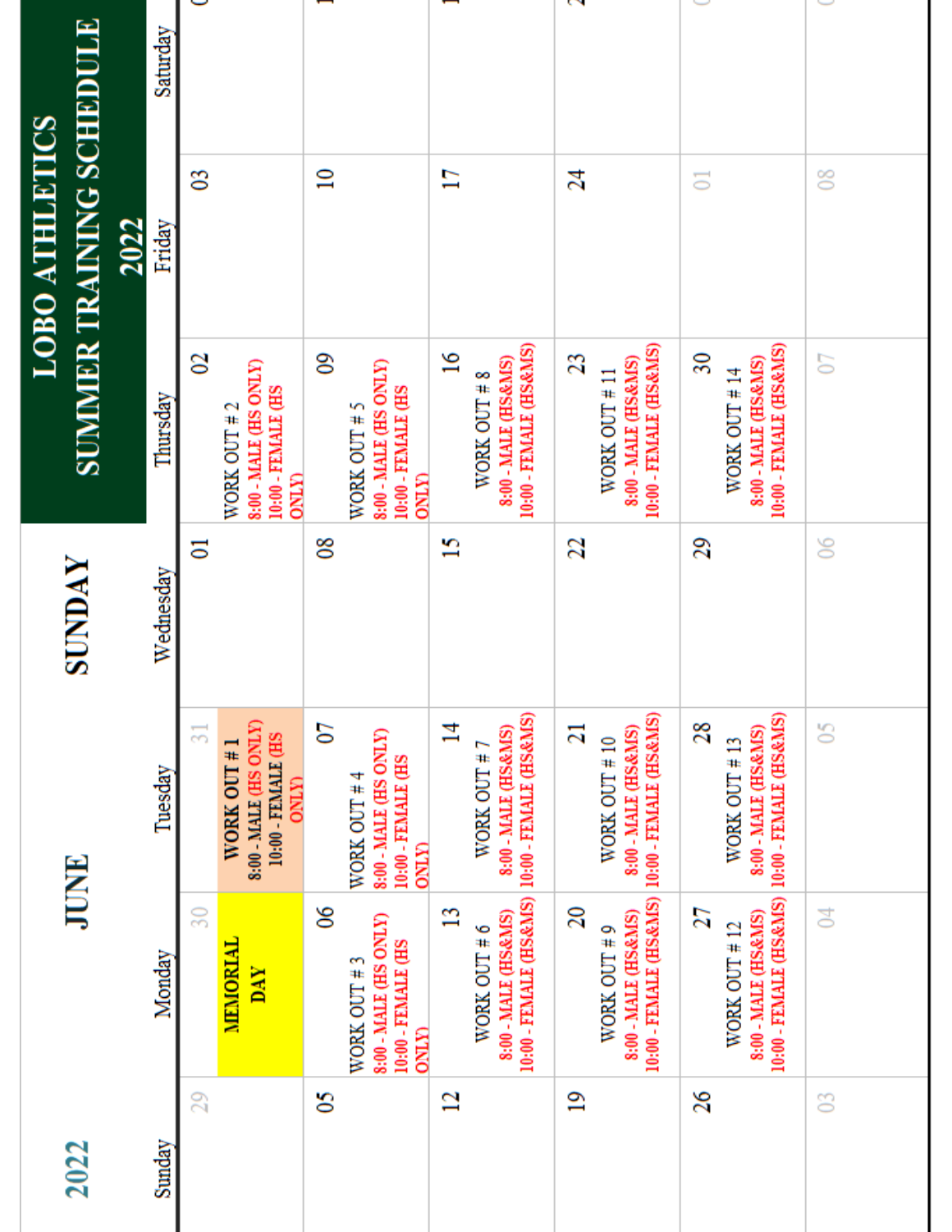# 2022 JUNE SUNDAY

## LOBO ATHLETICS SUMMER TRAINING SCHEDULE 2022

| Sunday | Monday | Tuesday | Wednesday | Thursday | Friday | Saturday |
|---|---|---|---|---|---|---|
| 29 | 30 **MEMORIAL DAY** | 31 **WORK OUT # 1** 8:00 - MALE (HS ONLY) 10:00 - FEMALE (HS ONLY) | 01 | 02 WORK OUT # 2 8:00 - MALE (HS ONLY) 10:00 - FEMALE (HS ONLY) | 03 | 04 |
| 05 | 06 WORK OUT # 3 8:00 - MALE (HS ONLY) 10:00 - FEMALE (HS ONLY) | 07 WORK OUT # 4 8:00 - MALE (HS ONLY) 10:00 - FEMALE (HS ONLY) | 08 | 09 WORK OUT # 5 8:00 - MALE (HS ONLY) 10:00 - FEMALE (HS ONLY) | 10 | 11 |
| 12 | 13 WORK OUT # 6 8:00 - MALE (HS&MS) 10:00 - FEMALE (HS&MS) | 14 WORK OUT # 7 8:00 - MALE (HS&MS) 10:00 - FEMALE (HS&MS) | 15 | 16 WORK OUT # 8 8:00 - MALE (HS&MS) 10:00 - FEMALE (HS&MS) | 17 | 18 |
| 19 | 20 WORK OUT # 9 8:00 - MALE (HS&MS) 10:00 - FEMALE (HS&MS) | 21 WORK OUT # 10 8:00 - MALE (HS&MS) 10:00 - FEMALE (HS&MS) | 22 | 23 WORK OUT # 11 8:00 - MALE (HS&MS) 10:00 - FEMALE (HS&MS) | 24 | 25 |
| 26 | 27 WORK OUT # 12 8:00 - MALE (HS&MS) 10:00 - FEMALE (HS&MS) | 28 WORK OUT # 13 8:00 - MALE (HS&MS) 10:00 - FEMALE (HS&MS) | 29 | 30 WORK OUT # 14 8:00 - MALE (HS&MS) 10:00 - FEMALE (HS&MS) | 01 | 02 |
| 03 | 04 | 05 | 06 | 07 | 08 | 09 |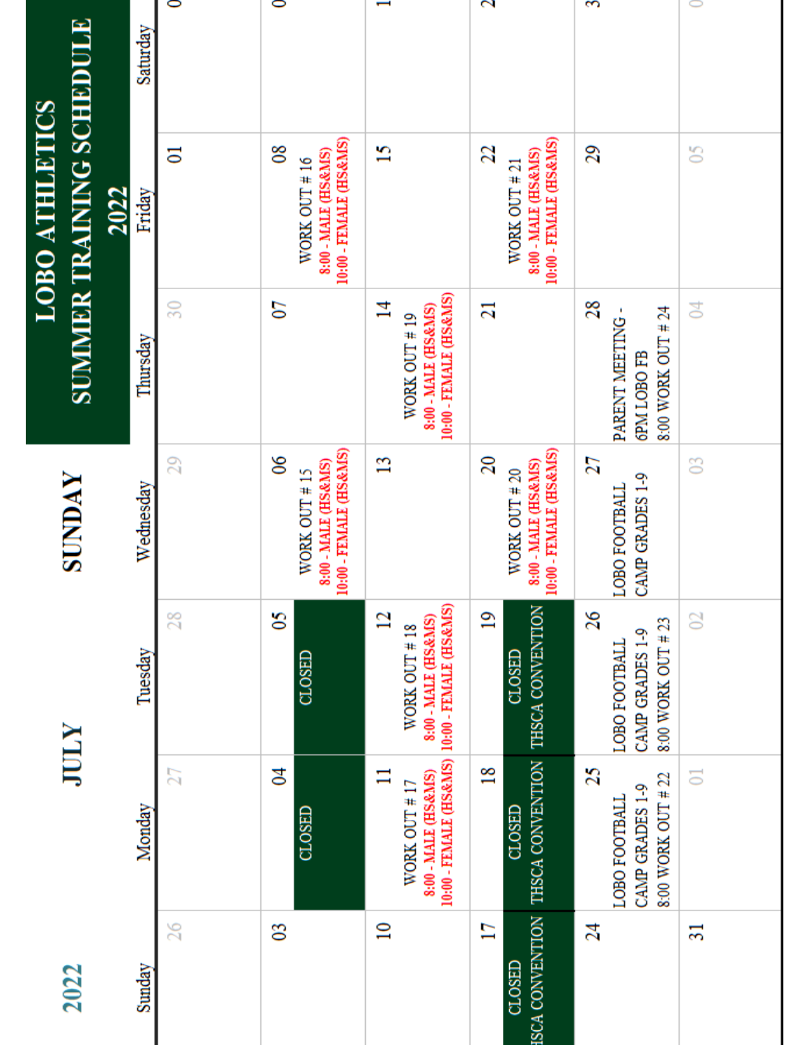# LOBO ATHLETICS SUMMER TRAINING SCHEDULE 2022

## 2022 JULY SUNDAY

| Sunday | Monday | Tuesday | Wednesday | Thursday | Friday | Saturday |
|---|---|---|---|---|---|---|
| 26 | 27 | 28 | 29 | 30 | 01 | 02 |
| 03 | 04 CLOSED | 05 CLOSED | 06 WORK OUT # 15 8:00 - MALE (HS&MS) 10:00 - FEMALE (HS&MS) | 07 | 08 WORK OUT # 16 8:00 - MALE (HS&MS) 10:00 - FEMALE (HS&MS) | 09 |
| 10 | 11 WORK OUT # 17 8:00 - MALE (HS&MS) 10:00 - FEMALE (HS&MS) | 12 WORK OUT # 18 8:00 - MALE (HS&MS) 10:00 - FEMALE (HS&MS) | 13 | 14 WORK OUT # 19 8:00 - MALE (HS&MS) 10:00 - FEMALE (HS&MS) | 15 | 16 |
| 17 CLOSED THSCA CONVENTION | 18 CLOSED THSCA CONVENTION | 19 CLOSED THSCA CONVENTION | 20 WORK OUT # 20 8:00 - MALE (HS&MS) 10:00 - FEMALE (HS&MS) | 21 | 22 WORK OUT # 21 8:00 - MALE (HS&MS) 10:00 - FEMALE (HS&MS) | 23 |
| 24 | 25 LOBO FOOTBALL CAMP GRADES 1-9 8:00 WORK OUT # 22 | 26 LOBO FOOTBALL CAMP GRADES 1-9 8:00 WORK OUT # 23 | 27 LOBO FOOTBALL CAMP GRADES 1-9 | 28 PARENT MEETING - 6PM LOBO FB 8:00 WORK OUT # 24 | 29 | 30 |
| 31 | 01 | 02 | 03 | 04 | 05 | 06 |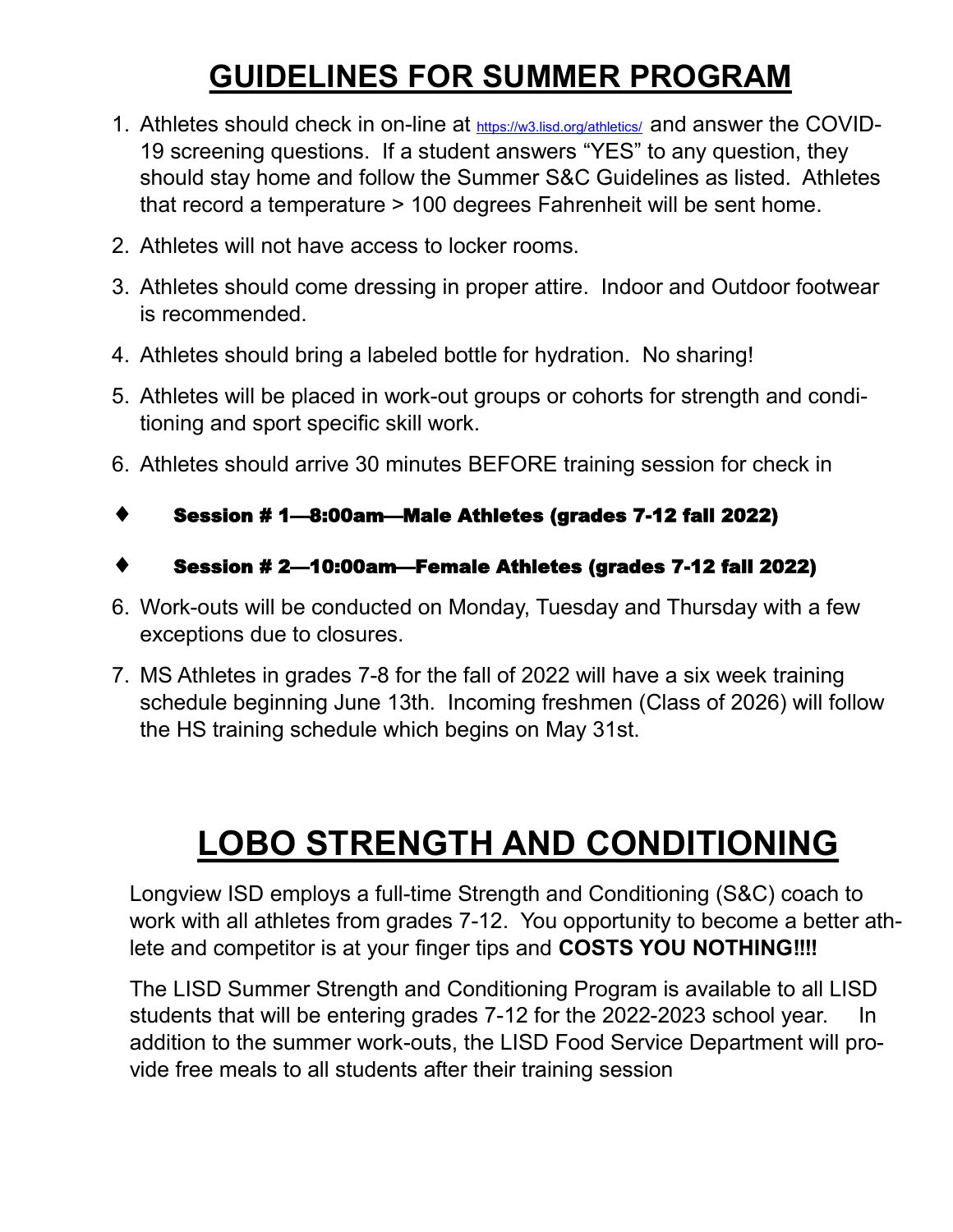# GUIDELINES FOR SUMMER PROGRAM

1. Athletes should check in on-line at https://w3.lisd.org/athletics/ and answer the COVID-19 screening questions. If a student answers "YES" to any question, they should stay home and follow the Summer S&C Guidelines as listed. Athletes that record a temperature > 100 degrees Fahrenheit will be sent home.
2. Athletes will not have access to locker rooms.
3. Athletes should come dressing in proper attire. Indoor and Outdoor footwear is recommended.
4. Athletes should bring a labeled bottle for hydration. No sharing!
5. Athletes will be placed in work-out groups or cohorts for strength and conditioning and sport specific skill work.
6. Athletes should arrive 30 minutes BEFORE training session for check in

- **Session # 1—8:00am—Male Athletes (grades 7-12 fall 2022)**
- **Session # 2—10:00am—Female Athletes (grades 7-12 fall 2022)**

6. Work-outs will be conducted on Monday, Tuesday and Thursday with a few exceptions due to closures.
7. MS Athletes in grades 7-8 for the fall of 2022 will have a six week training schedule beginning June 13th. Incoming freshmen (Class of 2026) will follow the HS training schedule which begins on May 31st.

# LOBO STRENGTH AND CONDITIONING

Longview ISD employs a full-time Strength and Conditioning (S&C) coach to work with all athletes from grades 7-12. You opportunity to become a better athlete and competitor is at your finger tips and **COSTS YOU NOTHING!!!!**

The LISD Summer Strength and Conditioning Program is available to all LISD students that will be entering grades 7-12 for the 2022-2023 school year. In addition to the summer work-outs, the LISD Food Service Department will provide free meals to all students after their training session